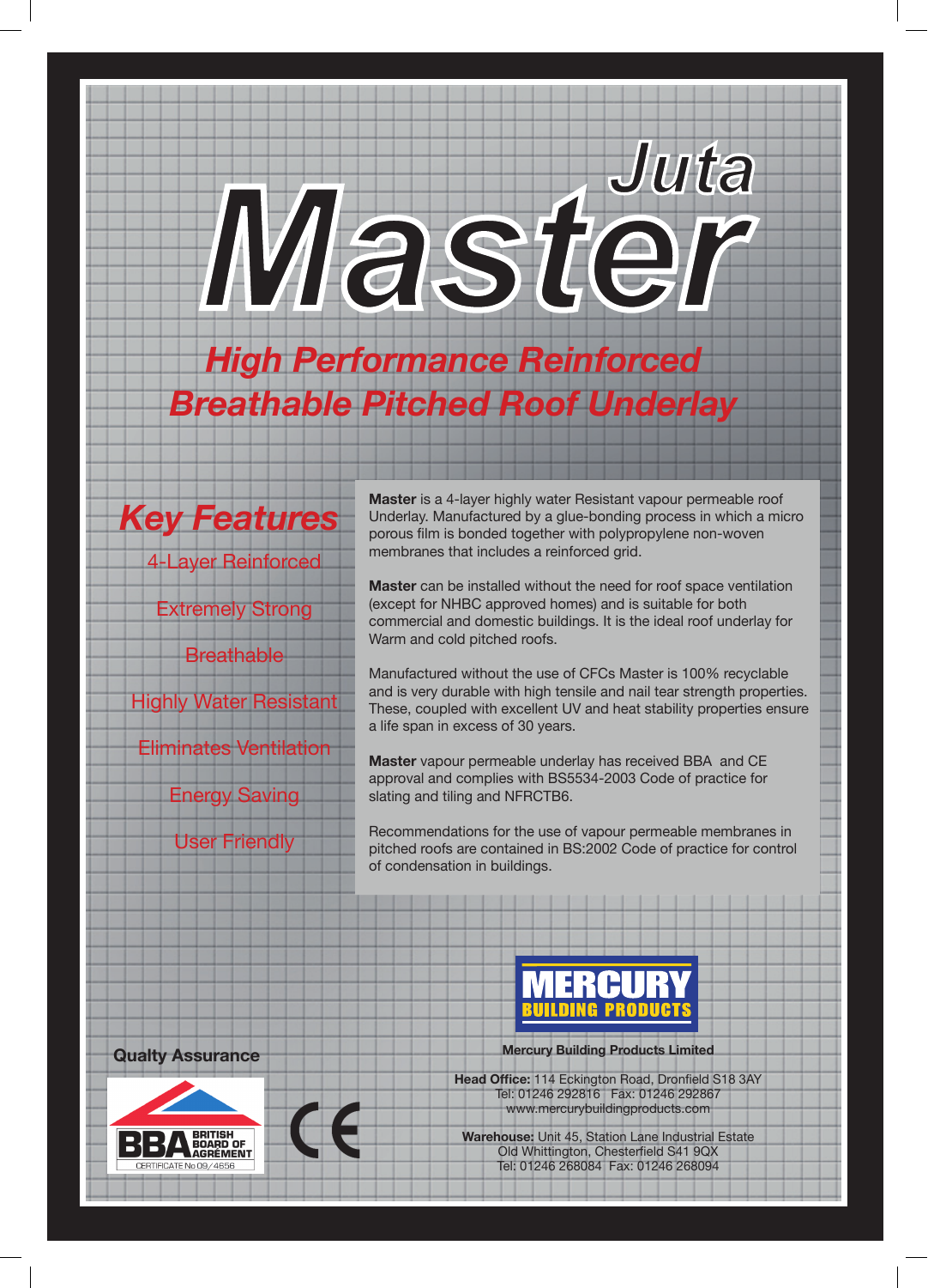# Juta Master

## *High Performance Reinforced Breathable Pitched Roof Underlay*

## *Key Features*

- 4-Layer Reinforced
- Extremely Strong
- Breathable
- Highly Water Resistant
- Eliminates Ventilation
- Energy Saving
- User Friendly

**Master** is a 4-layer highly water Resistant vapour permeable roof Underlay. Manufactured by a glue-bonding process in which a micro porous film is bonded together with polypropylene non-woven membranes that includes a reinforced grid.

**Master** can be installed without the need for roof space ventilation (except for NHBC approved homes) and is suitable for both commercial and domestic buildings. It is the ideal roof underlay for Warm and cold pitched roofs.

Manufactured without the use of CFCs Master is 100% recyclable and is very durable with high tensile and nail tear strength properties. These, coupled with excellent UV and heat stability properties ensure a life span in excess of 30 years.

**Master** vapour permeable underlay has received BBA and CE approval and complies with BS5534-2003 Code of practice for slating and tiling and NFRCTB6.

Recommendations for the use of vapour permeable membranes in pitched roofs are contained in BS:2002 Code of practice for control of condensation in buildings.

**Qualty Assurance**

BBA BRITISH BOARD OF AGRÉMENT CERTIFICATE No 09/4656

CE

MERCURY BUILDING PRODUCTS

**Mercury Building Products Limited**

**Head Office:** 114 Eckington Road, Dronfield S18 3AY
Tel: 01246 292816 Fax: 01246 292867
www.mercurybuildingproducts.com

**Warehouse:** Unit 45, Station Lane Industrial Estate
Old Whittington, Chesterfield S41 9QX
Tel: 01246 268084 Fax: 01246 268094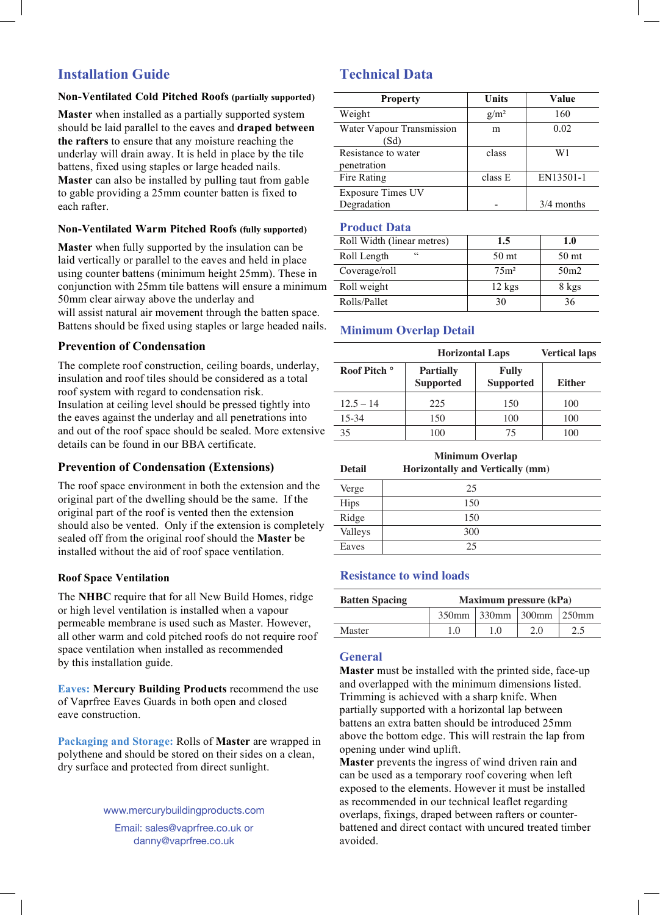## Installation Guide

### Non-Ventilated Cold Pitched Roofs (partially supported)

**Master** when installed as a partially supported system should be laid parallel to the eaves and **draped between the rafters** to ensure that any moisture reaching the underlay will drain away. It is held in place by the tile battens, fixed using staples or large headed nails. **Master** can also be installed by pulling taut from gable to gable providing a 25mm counter batten is fixed to each rafter.

### Non-Ventilated Warm Pitched Roofs (fully supported)

**Master** when fully supported by the insulation can be laid vertically or parallel to the eaves and held in place using counter battens (minimum height 25mm). These in conjunction with 25mm tile battens will ensure a minimum 50mm clear airway above the underlay and will assist natural air movement through the batten space. Battens should be fixed using staples or large headed nails.

### Prevention of Condensation

The complete roof construction, ceiling boards, underlay, insulation and roof tiles should be considered as a total roof system with regard to condensation risk. Insulation at ceiling level should be pressed tightly into the eaves against the underlay and all penetrations into and out of the roof space should be sealed. More extensive details can be found in our BBA certificate.

### Prevention of Condensation (Extensions)

The roof space environment in both the extension and the original part of the dwelling should be the same. If the original part of the roof is vented then the extension should also be vented. Only if the extension is completely sealed off from the original roof should the **Master** be installed without the aid of roof space ventilation.

### Roof Space Ventilation

The **NHBC** require that for all New Build Homes, ridge or high level ventilation is installed when a vapour permeable membrane is used such as Master. However, all other warm and cold pitched roofs do not require roof space ventilation when installed as recommended by this installation guide.

**Eaves:** **Mercury Building Products** recommend the use of Vaprfree Eaves Guards in both open and closed eave construction.

**Packaging and Storage:** Rolls of **Master** are wrapped in polythene and should be stored on their sides on a clean, dry surface and protected from direct sunlight.

www.mercurybuildingproducts.com

Email: sales@vaprfree.co.uk or danny@vaprfree.co.uk

## Technical Data

| Property | Units | Value |
|---|---|---|
| Weight | g/m² | 160 |
| Water Vapour Transmission (Sd) | m | 0.02 |
| Resistance to water penetration | class | W1 |
| Fire Rating | class E | EN13501-1 |
| Exposure Times UV Degradation | - | 3/4 months |

### Product Data

| Roll Width (linear metres) | 1.5 | 1.0 |
|---|---|---|
| Roll Length " | 50 mt | 50 mt |
| Coverage/roll | 75m² | 50m2 |
| Roll weight | 12 kgs | 8 kgs |
| Rolls/Pallet | 30 | 36 |

### Minimum Overlap Detail

| | Horizontal Laps | | Vertical laps |
|---|---|---|---|
| Roof Pitch ° | Partially Supported | Fully Supported | Either |
| 12.5 – 14 | 225 | 150 | 100 |
| 15-34 | 150 | 100 | 100 |
| 35 | 100 | 75 | 100 |

| Detail | Minimum Overlap Horizontally and Vertically (mm) |
|---|---|
| Verge | 25 |
| Hips | 150 |
| Ridge | 150 |
| Valleys | 300 |
| Eaves | 25 |

### Resistance to wind loads

| Batten Spacing | Maximum pressure (kPa) | | | |
|---|---|---|---|---|
| | 350mm | 330mm | 300mm | 250mm |
| Master | 1.0 | 1.0 | 2.0 | 2.5 |

### General

**Master** must be installed with the printed side, face-up and overlapped with the minimum dimensions listed. Trimming is achieved with a sharp knife. When partially supported with a horizontal lap between battens an extra batten should be introduced 25mm above the bottom edge. This will restrain the lap from opening under wind uplift.
**Master** prevents the ingress of wind driven rain and can be used as a temporary roof covering when left exposed to the elements. However it must be installed as recommended in our technical leaflet regarding overlaps, fixings, draped between rafters or counter-battened and direct contact with uncured treated timber avoided.